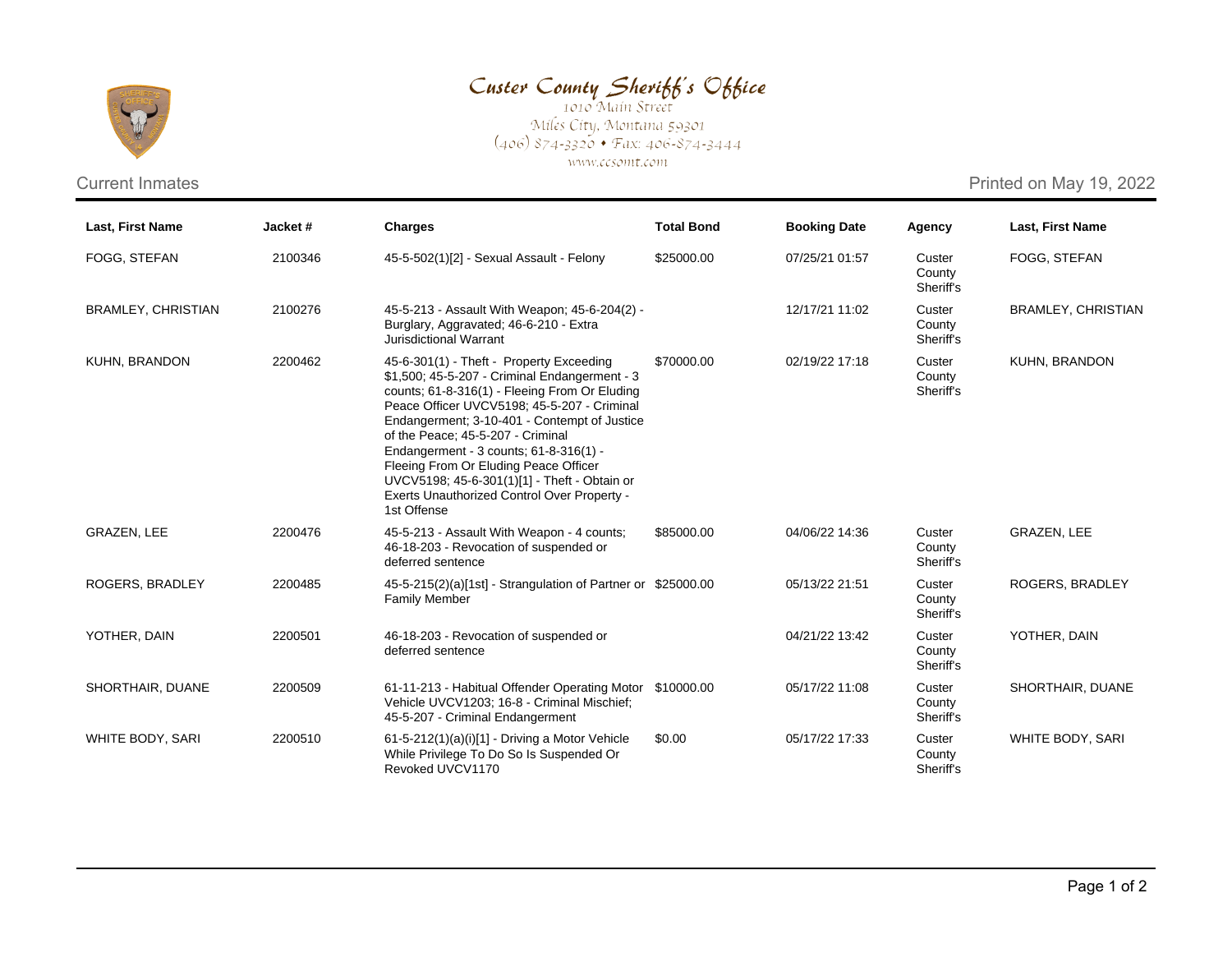# Custer County Sheriff's Office

1010 Main Street
Miles City, Montana 59301
(406) 874-3320 • Fax: 406-874-3444
www.ccsomt.com

Current Inmates

Printed on May 19, 2022

| Last, First Name | Jacket # | Charges | Total Bond | Booking Date | Agency | Last, First Name |
|---|---|---|---|---|---|---|
| FOGG, STEFAN | 2100346 | 45-5-502(1)[2] - Sexual Assault - Felony | $25000.00 | 07/25/21 01:57 | Custer County Sheriff's | FOGG, STEFAN |
| BRAMLEY, CHRISTIAN | 2100276 | 45-5-213 - Assault With Weapon; 45-6-204(2) - Burglary, Aggravated; 46-6-210 - Extra Jurisdictional Warrant | | 12/17/21 11:02 | Custer County Sheriff's | BRAMLEY, CHRISTIAN |
| KUHN, BRANDON | 2200462 | 45-6-301(1) - Theft - Property Exceeding $1,500; 45-5-207 - Criminal Endangerment - 3 counts; 61-8-316(1) - Fleeing From Or Eluding Peace Officer UVCV5198; 45-5-207 - Criminal Endangerment; 3-10-401 - Contempt of Justice of the Peace; 45-5-207 - Criminal Endangerment - 3 counts; 61-8-316(1) - Fleeing From Or Eluding Peace Officer UVCV5198; 45-6-301(1)[1] - Theft - Obtain or Exerts Unauthorized Control Over Property - 1st Offense | $70000.00 | 02/19/22 17:18 | Custer County Sheriff's | KUHN, BRANDON |
| GRAZEN, LEE | 2200476 | 45-5-213 - Assault With Weapon - 4 counts; 46-18-203 - Revocation of suspended or deferred sentence | $85000.00 | 04/06/22 14:36 | Custer County Sheriff's | GRAZEN, LEE |
| ROGERS, BRADLEY | 2200485 | 45-5-215(2)(a)[1st] - Strangulation of Partner or Family Member | $25000.00 | 05/13/22 21:51 | Custer County Sheriff's | ROGERS, BRADLEY |
| YOTHER, DAIN | 2200501 | 46-18-203 - Revocation of suspended or deferred sentence | | 04/21/22 13:42 | Custer County Sheriff's | YOTHER, DAIN |
| SHORTHAIR, DUANE | 2200509 | 61-11-213 - Habitual Offender Operating Motor Vehicle UVCV1203; 16-8 - Criminal Mischief; 45-5-207 - Criminal Endangerment | $10000.00 | 05/17/22 11:08 | Custer County Sheriff's | SHORTHAIR, DUANE |
| WHITE BODY, SARI | 2200510 | 61-5-212(1)(a)(i)[1] - Driving a Motor Vehicle While Privilege To Do So Is Suspended Or Revoked UVCV1170 | $0.00 | 05/17/22 17:33 | Custer County Sheriff's | WHITE BODY, SARI |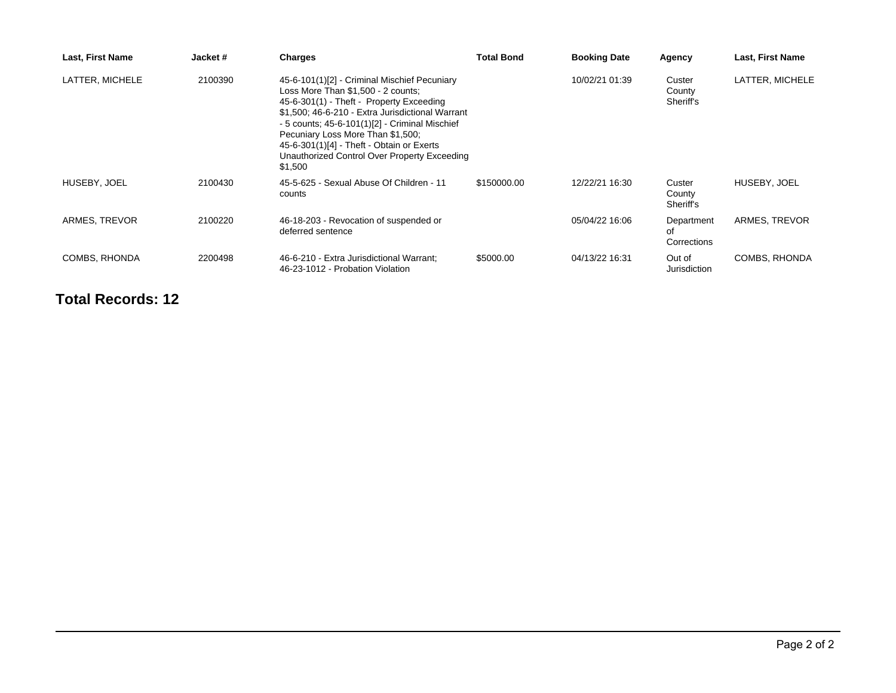| Last, First Name | Jacket # | Charges | Total Bond | Booking Date | Agency | Last, First Name |
|---|---|---|---|---|---|---|
| LATTER, MICHELE | 2100390 | 45-6-101(1)[2] - Criminal Mischief Pecuniary Loss More Than $1,500 - 2 counts; 45-6-301(1) - Theft - Property Exceeding $1,500; 46-6-210 - Extra Jurisdictional Warrant - 5 counts; 45-6-101(1)[2] - Criminal Mischief Pecuniary Loss More Than $1,500; 45-6-301(1)[4] - Theft - Obtain or Exerts Unauthorized Control Over Property Exceeding $1,500 | | 10/02/21 01:39 | Custer County Sheriff's | LATTER, MICHELE |
| HUSEBY, JOEL | 2100430 | 45-5-625 - Sexual Abuse Of Children - 11 counts | $150000.00 | 12/22/21 16:30 | Custer County Sheriff's | HUSEBY, JOEL |
| ARMES, TREVOR | 2100220 | 46-18-203 - Revocation of suspended or deferred sentence | | 05/04/22 16:06 | Department of Corrections | ARMES, TREVOR |
| COMBS, RHONDA | 2200498 | 46-6-210 - Extra Jurisdictional Warrant; 46-23-1012 - Probation Violation | $5000.00 | 04/13/22 16:31 | Out of Jurisdiction | COMBS, RHONDA |

## Total Records: 12